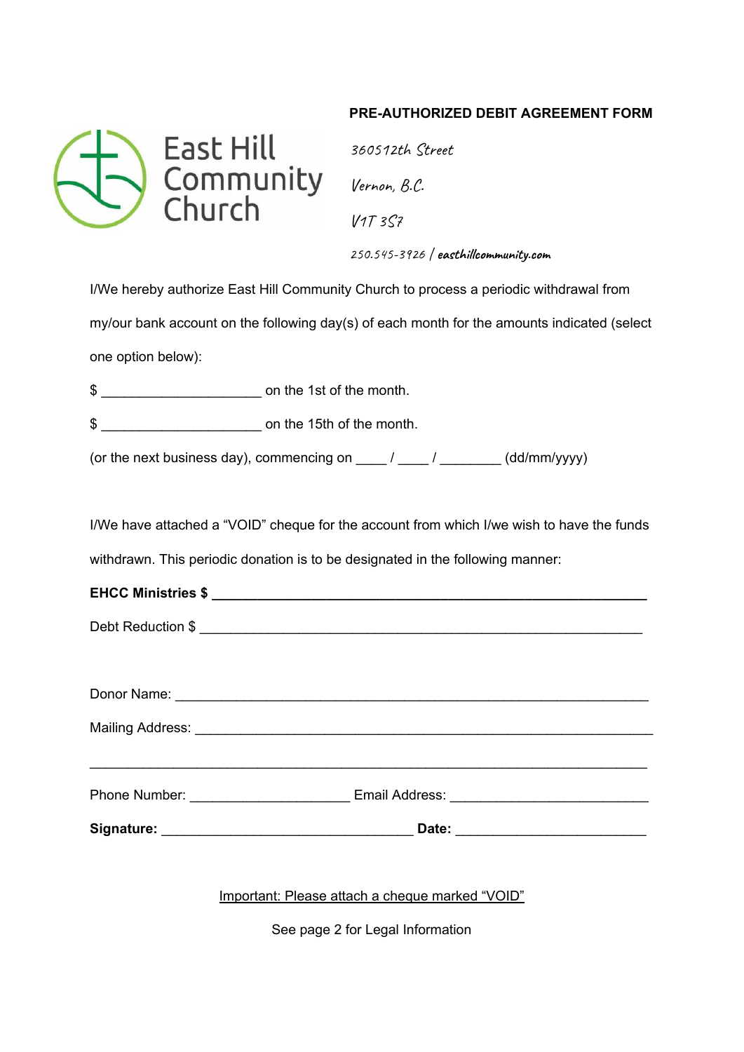East Hill Community Church

## PRE-AUTHORIZED DEBIT AGREEMENT FORM

3605 12th Street

Vernon, B.C.

V1T 3S7

250.545-3926 / easthillcommunity.com

I/We hereby authorize East Hill Community Church to process a periodic withdrawal from my/our bank account on the following day(s) of each month for the amounts indicated (select one option below):

$ ____________________ on the 1st of the month.

$ ____________________ on the 15th of the month.

(or the next business day), commencing on ____ / ____ / ________ (dd/mm/yyyy)

I/We have attached a "VOID" cheque for the account from which I/we wish to have the funds withdrawn. This periodic donation is to be designated in the following manner:

**EHCC Ministries $** ______________________________________________________

Debt Reduction $ ______________________________________________________

Donor Name: ______________________________________________________

Mailing Address: ______________________________________________________

______________________________________________________________________

Phone Number: ____________________ Email Address: ________________________

**Signature:** ______________________________ **Date:** ______________________

Important: Please attach a cheque marked "VOID"

See page 2 for Legal Information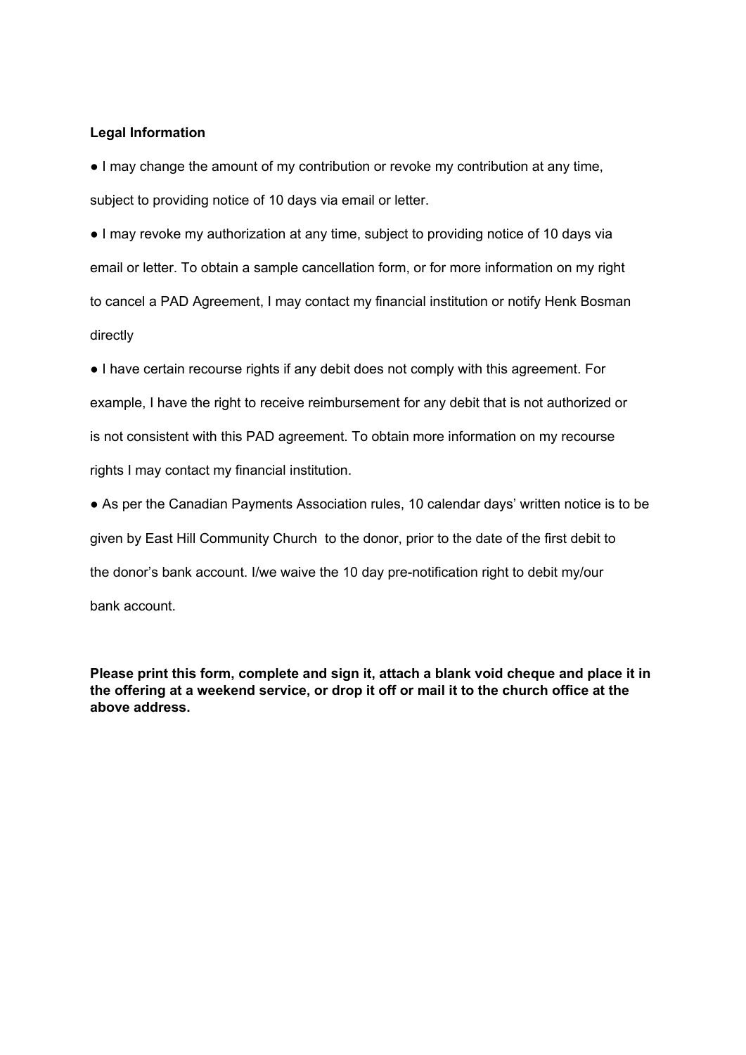**Legal Information**

- I may change the amount of my contribution or revoke my contribution at any time, subject to providing notice of 10 days via email or letter.
- I may revoke my authorization at any time, subject to providing notice of 10 days via email or letter. To obtain a sample cancellation form, or for more information on my right to cancel a PAD Agreement, I may contact my financial institution or notify Henk Bosman directly
- I have certain recourse rights if any debit does not comply with this agreement. For example, I have the right to receive reimbursement for any debit that is not authorized or is not consistent with this PAD agreement. To obtain more information on my recourse rights I may contact my financial institution.
- As per the Canadian Payments Association rules, 10 calendar days' written notice is to be given by East Hill Community Church to the donor, prior to the date of the first debit to the donor's bank account. I/we waive the 10 day pre-notification right to debit my/our bank account.

**Please print this form, complete and sign it, attach a blank void cheque and place it in the offering at a weekend service, or drop it off or mail it to the church office at the above address.**